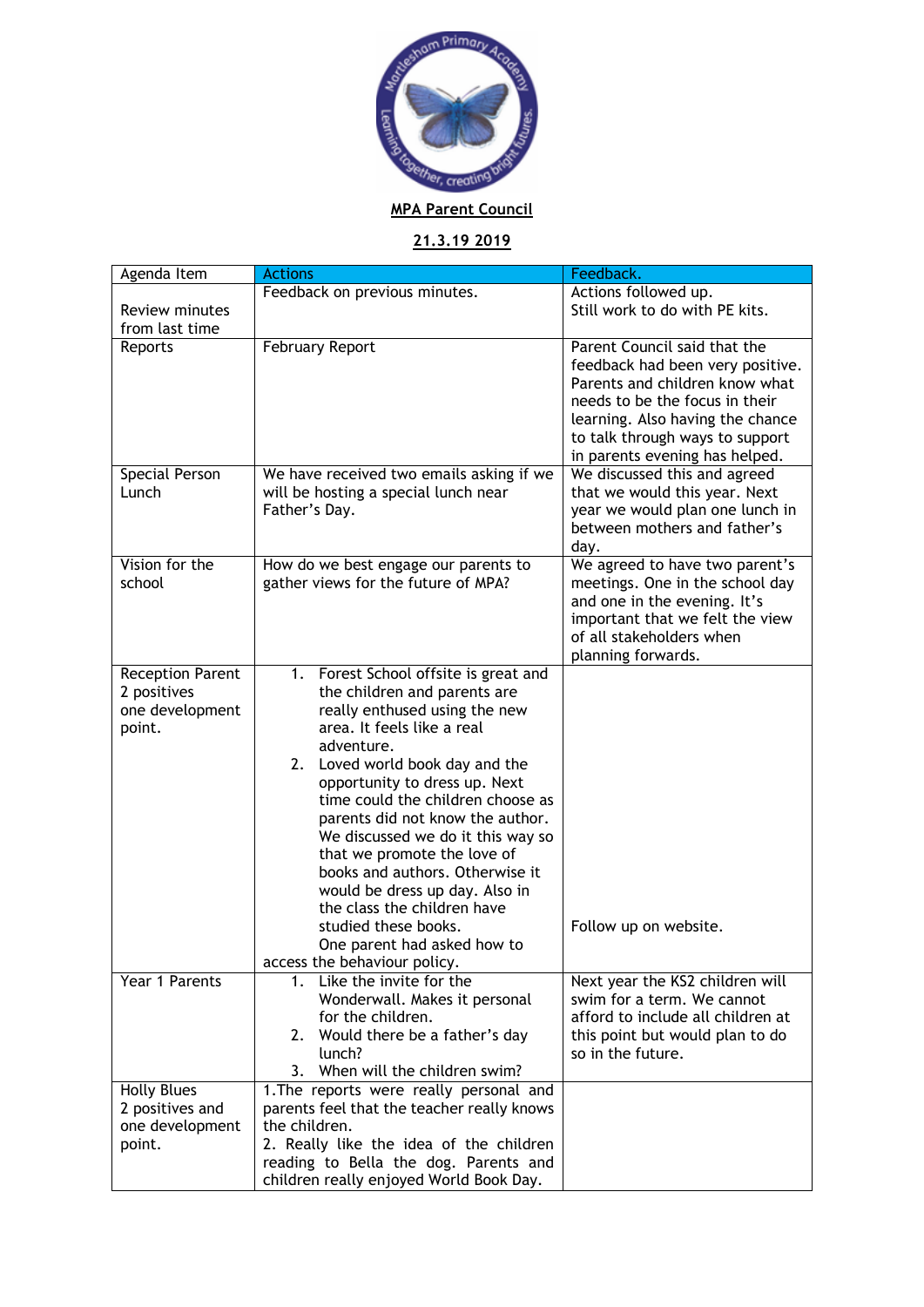**MPA Parent Council**

**21.3.19 2019**

| Agenda Item | Actions | Feedback. |
|---|---|---|
| Review minutes from last time | Feedback on previous minutes. | Actions followed up. Still work to do with PE kits. |
| Reports | February Report | Parent Council said that the feedback had been very positive. Parents and children know what needs to be the focus in their learning. Also having the chance to talk through ways to support in parents evening has helped. |
| Special Person Lunch | We have received two emails asking if we will be hosting a special lunch near Father's Day. | We discussed this and agreed that we would this year. Next year we would plan one lunch in between mothers and father's day. |
| Vision for the school | How do we best engage our parents to gather views for the future of MPA? | We agreed to have two parent's meetings. One in the school day and one in the evening. It's important that we felt the view of all stakeholders when planning forwards. |
| Reception Parent 2 positives one development point. | 1. Forest School offsite is great and the children and parents are really enthused using the new area. It feels like a real adventure.<br>2. Loved world book day and the opportunity to dress up. Next time could the children choose as parents did not know the author. We discussed we do it this way so that we promote the love of books and authors. Otherwise it would be dress up day. Also in the class the children have studied these books.<br>One parent had asked how to access the behaviour policy. | Follow up on website. |
| Year 1 Parents | 1. Like the invite for the Wonderwall. Makes it personal for the children.<br>2. Would there be a father's day lunch?<br>3. When will the children swim? | Next year the KS2 children will swim for a term. We cannot afford to include all children at this point but would plan to do so in the future. |
| Holly Blues 2 positives and one development point. | 1.The reports were really personal and parents feel that the teacher really knows the children.<br>2. Really like the idea of the children reading to Bella the dog. Parents and children really enjoyed World Book Day. | |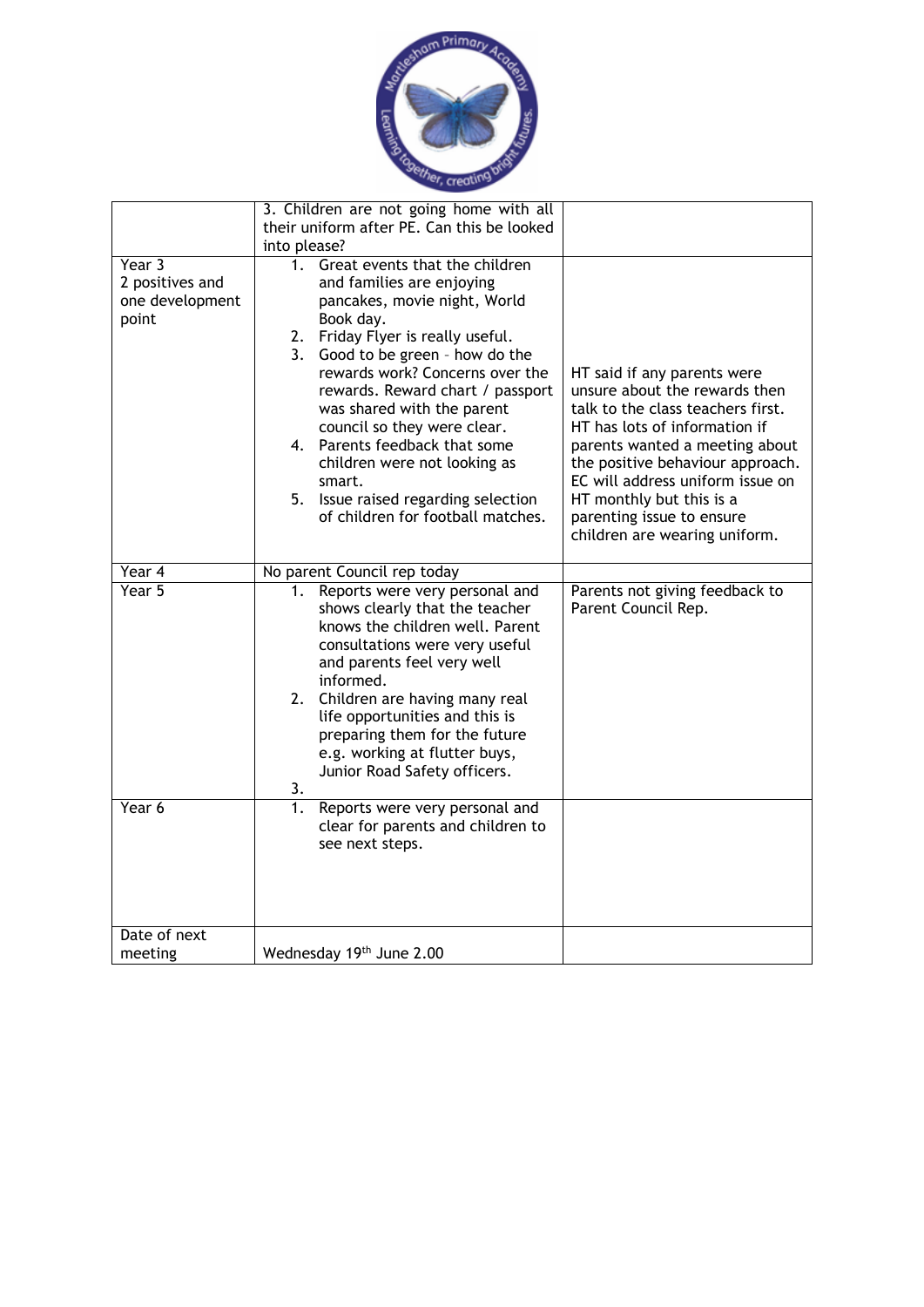| | | |
|---|---|---|
| | 3. Children are not going home with all their uniform after PE. Can this be looked into please? | |
| Year 3<br>2 positives and one development point | 1. Great events that the children and families are enjoying pancakes, movie night, World Book day.<br>2. Friday Flyer is really useful.<br>3. Good to be green – how do the rewards work? Concerns over the rewards. Reward chart / passport was shared with the parent council so they were clear.<br>4. Parents feedback that some children were not looking as smart.<br>5. Issue raised regarding selection of children for football matches. | HT said if any parents were unsure about the rewards then talk to the class teachers first. HT has lots of information if parents wanted a meeting about the positive behaviour approach. EC will address uniform issue on HT monthly but this is a parenting issue to ensure children are wearing uniform. |
| Year 4 | No parent Council rep today | |
| Year 5 | 1. Reports were very personal and shows clearly that the teacher knows the children well. Parent consultations were very useful and parents feel very well informed.<br>2. Children are having many real life opportunities and this is preparing them for the future e.g. working at flutter buys, Junior Road Safety officers.<br>3. | Parents not giving feedback to Parent Council Rep. |
| Year 6 | 1. Reports were very personal and clear for parents and children to see next steps. | |
| Date of next meeting | Wednesday 19th June 2.00 | |